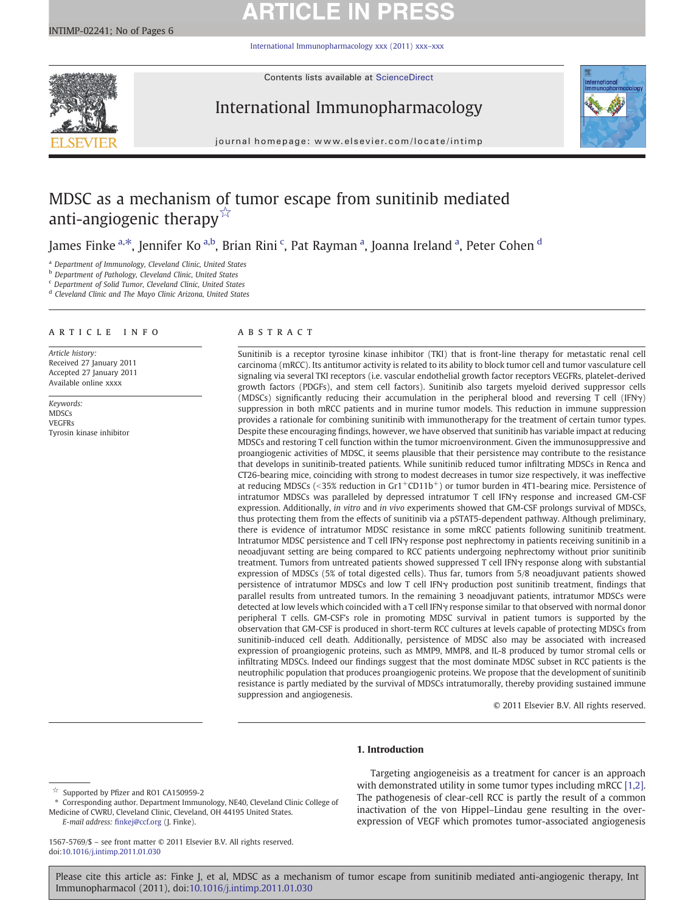# MDSC as a mechanism of tumor escape from sunitinib mediated anti-angiogenic therapy ☆

James Finke [a,*], Jennifer Ko [a,b], Brian Rini [c], Pat Rayman [a], Joanna Ireland [a], Peter Cohen [d]

[a] Department of Immunology, Cleveland Clinic, United States
[b] Department of Pathology, Cleveland Clinic, United States
[c] Department of Solid Tumor, Cleveland Clinic, United States
[d] Cleveland Clinic and The Mayo Clinic Arizona, United States

## ARTICLE INFO

*Article history:*
Received 27 January 2011
Accepted 27 January 2011
Available online xxxx

*Keywords:*
MDSCs
VEGFRs
Tyrosin kinase inhibitor

## ABSTRACT

Sunitinib is a receptor tyrosine kinase inhibitor (TKI) that is front-line therapy for metastatic renal cell carcinoma (mRCC). Its antitumor activity is related to its ability to block tumor cell and tumor vasculature cell signaling via several TKI receptors (i.e. vascular endothelial growth factor receptors VEGFRs, platelet-derived growth factors (PDGFs), and stem cell factors). Sunitinib also targets myeloid derived suppressor cells (MDSCs) significantly reducing their accumulation in the peripheral blood and reversing T cell (IFNγ) suppression in both mRCC patients and in murine tumor models. This reduction in immune suppression provides a rationale for combining sunitinib with immunotherapy for the treatment of certain tumor types. Despite these encouraging findings, however, we have observed that sunitinib has variable impact at reducing MDSCs and restoring T cell function within the tumor microenvironment. Given the immunosuppressive and proangiogenic activities of MDSC, it seems plausible that their persistence may contribute to the resistance that develops in sunitinib-treated patients. While sunitinib reduced tumor infiltrating MDSCs in Renca and CT26-bearing mice, coinciding with strong to modest decreases in tumor size respectively, it was ineffective at reducing MDSCs (<35% reduction in $Gr1^+CD11b^+$) or tumor burden in 4T1-bearing mice. Persistence of intratumor MDSCs was paralleled by depressed intratumor T cell IFNγ response and increased GM-CSF expression. Additionally, *in vitro* and *in vivo* experiments showed that GM-CSF prolongs survival of MDSCs, thus protecting them from the effects of sunitinib via a pSTAT5-dependent pathway. Although preliminary, there is evidence of intratumor MDSC resistance in some mRCC patients following sunitinib treatment. Intratumor MDSC persistence and T cell IFNγ response post nephrectomy in patients receiving sunitinib in a neoadjuvant setting are being compared to RCC patients undergoing nephrectomy without prior sunitinib treatment. Tumors from untreated patients showed suppressed T cell IFNγ response along with substantial expression of MDSCs (5% of total digested cells). Thus far, tumors from 5/8 neoadjuvant patients showed persistence of intratumor MDSCs and low T cell IFNγ production post sunitinib treatment, findings that parallel results from untreated tumors. In the remaining 3 neoadjuvant patients, intratumor MDSCs were detected at low levels which coincided with a T cell IFNγ response similar to that observed with normal donor peripheral T cells. GM-CSF's role in promoting MDSC survival in patient tumors is supported by the observation that GM-CSF is produced in short-term RCC cultures at levels capable of protecting MDSCs from sunitinib-induced cell death. Additionally, persistence of MDSC also may be associated with increased expression of proangiogenic proteins, such as MMP9, MMP8, and IL-8 produced by tumor stromal cells or infiltrating MDSCs. Indeed our findings suggest that the most dominate MDSC subset in RCC patients is the neutrophilic population that produces proangiogenic proteins. We propose that the development of sunitinib resistance is partly mediated by the survival of MDSCs intratumorally, thereby providing sustained immune suppression and angiogenesis.

© 2011 Elsevier B.V. All rights reserved.

## 1. Introduction

Targeting angiogeneisis as a treatment for cancer is an approach with demonstrated utility in some tumor types including mRCC [1,2]. The pathogenesis of clear-cell RCC is partly the result of a common inactivation of the von Hippel–Lindau gene resulting in the over-expression of VEGF which promotes tumor-associated angiogenesis

☆ Supported by Pfizer and RO1 CA150959-2

\* Corresponding author. Department Immunology, NE40, Cleveland Clinic College of Medicine of CWRU, Cleveland Clinic, Cleveland, OH 44195 United States.
*E-mail address:* finkej@ccf.org (J. Finke).

1567-5769/$ – see front matter © 2011 Elsevier B.V. All rights reserved.
doi:10.1016/j.intimp.2011.01.030

Please cite this article as: Finke J, et al, MDSC as a mechanism of tumor escape from sunitinib mediated anti-angiogenic therapy, Int Immunopharmacol (2011), doi:10.1016/j.intimp.2011.01.030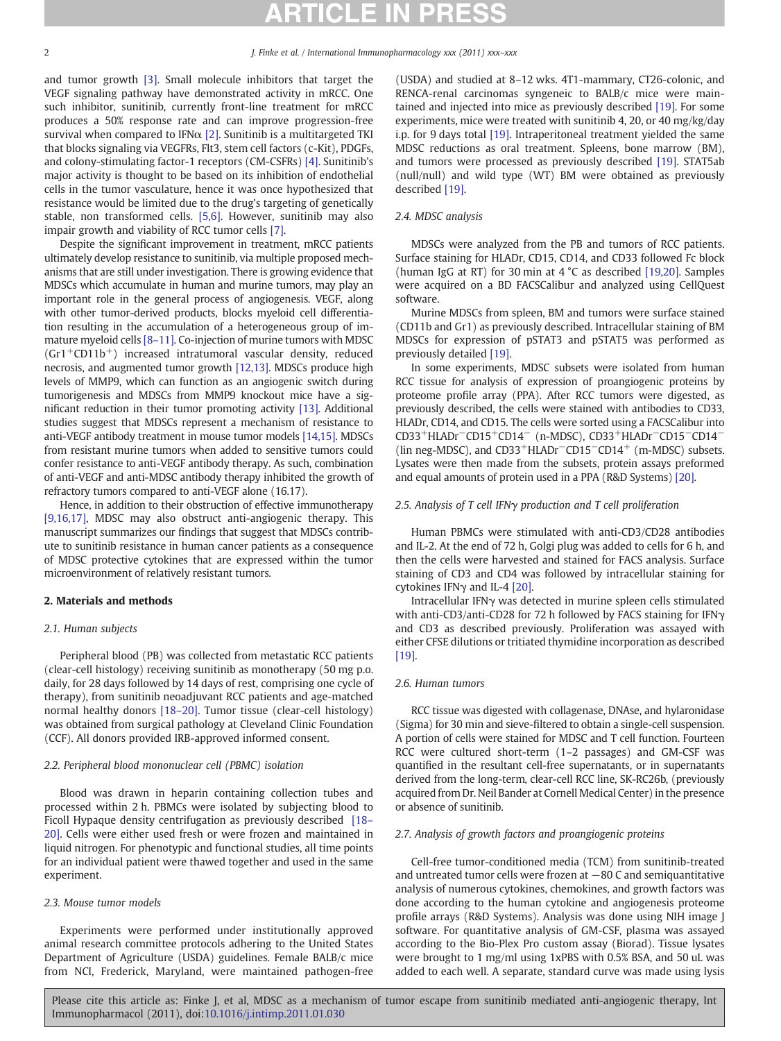and tumor growth [3]. Small molecule inhibitors that target the VEGF signaling pathway have demonstrated activity in mRCC. One such inhibitor, sunitinib, currently front-line treatment for mRCC produces a 50% response rate and can improve progression-free survival when compared to IFNα [2]. Sunitinib is a multitargeted TKI that blocks signaling via VEGFRs, Flt3, stem cell factors (c-Kit), PDGFs, and colony-stimulating factor-1 receptors (CM-CSFRs) [4]. Sunitinib's major activity is thought to be based on its inhibition of endothelial cells in the tumor vasculature, hence it was once hypothesized that resistance would be limited due to the drug's targeting of genetically stable, non transformed cells. [5,6]. However, sunitinib may also impair growth and viability of RCC tumor cells [7].

Despite the significant improvement in treatment, mRCC patients ultimately develop resistance to sunitinib, with multiple proposed mechanisms that are still under investigation. There is growing evidence that MDSCs which accumulate in human and murine tumors, may play an important role in the general process of angiogenesis. VEGF, along with other tumor-derived products, blocks myeloid cell differentiation resulting in the accumulation of a heterogeneous group of immature myeloid cells [8–11]. Co-injection of murine tumors with MDSC ($Gr1^{+}CD11b^{+}$) increased intratumoral vascular density, reduced necrosis, and augmented tumor growth [12,13]. MDSCs produce high levels of MMP9, which can function as an angiogenic switch during tumorigenesis and MDSCs from MMP9 knockout mice have a significant reduction in their tumor promoting activity [13]. Additional studies suggest that MDSCs represent a mechanism of resistance to anti-VEGF antibody treatment in mouse tumor models [14,15]. MDSCs from resistant murine tumors when added to sensitive tumors could confer resistance to anti-VEGF antibody therapy. As such, combination of anti-VEGF and anti-MDSC antibody therapy inhibited the growth of refractory tumors compared to anti-VEGF alone (16.17).

Hence, in addition to their obstruction of effective immunotherapy [9,16,17], MDSC may also obstruct anti-angiogenic therapy. This manuscript summarizes our findings that suggest that MDSCs contribute to sunitinib resistance in human cancer patients as a consequence of MDSC protective cytokines that are expressed within the tumor microenvironment of relatively resistant tumors.

## 2. Materials and methods

### 2.1. Human subjects

Peripheral blood (PB) was collected from metastatic RCC patients (clear-cell histology) receiving sunitinib as monotherapy (50 mg p.o. daily, for 28 days followed by 14 days of rest, comprising one cycle of therapy), from sunitinib neoadjuvant RCC patients and age-matched normal healthy donors [18–20]. Tumor tissue (clear-cell histology) was obtained from surgical pathology at Cleveland Clinic Foundation (CCF). All donors provided IRB-approved informed consent.

### 2.2. Peripheral blood mononuclear cell (PBMC) isolation

Blood was drawn in heparin containing collection tubes and processed within 2 h. PBMCs were isolated by subjecting blood to Ficoll Hypaque density centrifugation as previously described [18–20]. Cells were either used fresh or were frozen and maintained in liquid nitrogen. For phenotypic and functional studies, all time points for an individual patient were thawed together and used in the same experiment.

### 2.3. Mouse tumor models

Experiments were performed under institutionally approved animal research committee protocols adhering to the United States Department of Agriculture (USDA) guidelines. Female BALB/c mice from NCI, Frederick, Maryland, were maintained pathogen-free (USDA) and studied at 8–12 wks. 4T1-mammary, CT26-colonic, and RENCA-renal carcinomas syngeneic to BALB/c mice were maintained and injected into mice as previously described [19]. For some experiments, mice were treated with sunitinib 4, 20, or 40 mg/kg/day i.p. for 9 days total [19]. Intraperitoneal treatment yielded the same MDSC reductions as oral treatment. Spleens, bone marrow (BM), and tumors were processed as previously described [19]. STAT5ab (null/null) and wild type (WT) BM were obtained as previously described [19].

### 2.4. MDSC analysis

MDSCs were analyzed from the PB and tumors of RCC patients. Surface staining for HLADr, CD15, CD14, and CD33 followed Fc block (human IgG at RT) for 30 min at 4 °C as described [19,20]. Samples were acquired on a BD FACSCalibur and analyzed using CellQuest software.

Murine MDSCs from spleen, BM and tumors were surface stained (CD11b and Gr1) as previously described. Intracellular staining of BM MDSCs for expression of pSTAT3 and pSTAT5 was performed as previously detailed [19].

In some experiments, MDSC subsets were isolated from human RCC tissue for analysis of expression of proangiogenic proteins by proteome profile array (PPA). After RCC tumors were digested, as previously described, the cells were stained with antibodies to CD33, HLADr, CD14, and CD15. The cells were sorted using a FACSCalibur into $CD33^{+}HLADr^{-}CD15^{+}CD14^{-}$ (n-MDSC), $CD33^{+}HLADr^{-}CD15^{-}CD14^{-}$ (lin neg-MDSC), and $CD33^{+}HLADr^{-}CD15^{-}CD14^{+}$ (m-MDSC) subsets. Lysates were then made from the subsets, protein assays preformed and equal amounts of protein used in a PPA (R&D Systems) [20].

### 2.5. Analysis of T cell IFNγ production and T cell proliferation

Human PBMCs were stimulated with anti-CD3/CD28 antibodies and IL-2. At the end of 72 h, Golgi plug was added to cells for 6 h, and then the cells were harvested and stained for FACS analysis. Surface staining of CD3 and CD4 was followed by intracellular staining for cytokines IFNγ and IL-4 [20].

Intracellular IFNγ was detected in murine spleen cells stimulated with anti-CD3/anti-CD28 for 72 h followed by FACS staining for IFNγ and CD3 as described previously. Proliferation was assayed with either CFSE dilutions or tritiated thymidine incorporation as described [19].

### 2.6. Human tumors

RCC tissue was digested with collagenase, DNAse, and hylaronidase (Sigma) for 30 min and sieve-filtered to obtain a single-cell suspension. A portion of cells were stained for MDSC and T cell function. Fourteen RCC were cultured short-term (1–2 passages) and GM-CSF was quantified in the resultant cell-free supernatants, or in supernatants derived from the long-term, clear-cell RCC line, SK-RC26b, (previously acquired from Dr. Neil Bander at Cornell Medical Center) in the presence or absence of sunitinib.

### 2.7. Analysis of growth factors and proangiogenic proteins

Cell-free tumor-conditioned media (TCM) from sunitinib-treated and untreated tumor cells were frozen at −80 C and semiquantitative analysis of numerous cytokines, chemokines, and growth factors was done according to the human cytokine and angiogenesis proteome profile arrays (R&D Systems). Analysis was done using NIH image J software. For quantitative analysis of GM-CSF, plasma was assayed according to the Bio-Plex Pro custom assay (Biorad). Tissue lysates were brought to 1 mg/ml using 1xPBS with 0.5% BSA, and 50 uL was added to each well. A separate, standard curve was made using lysis

Please cite this article as: Finke J, et al, MDSC as a mechanism of tumor escape from sunitinib mediated anti-angiogenic therapy, Int Immunopharmacol (2011), doi:10.1016/j.intimp.2011.01.030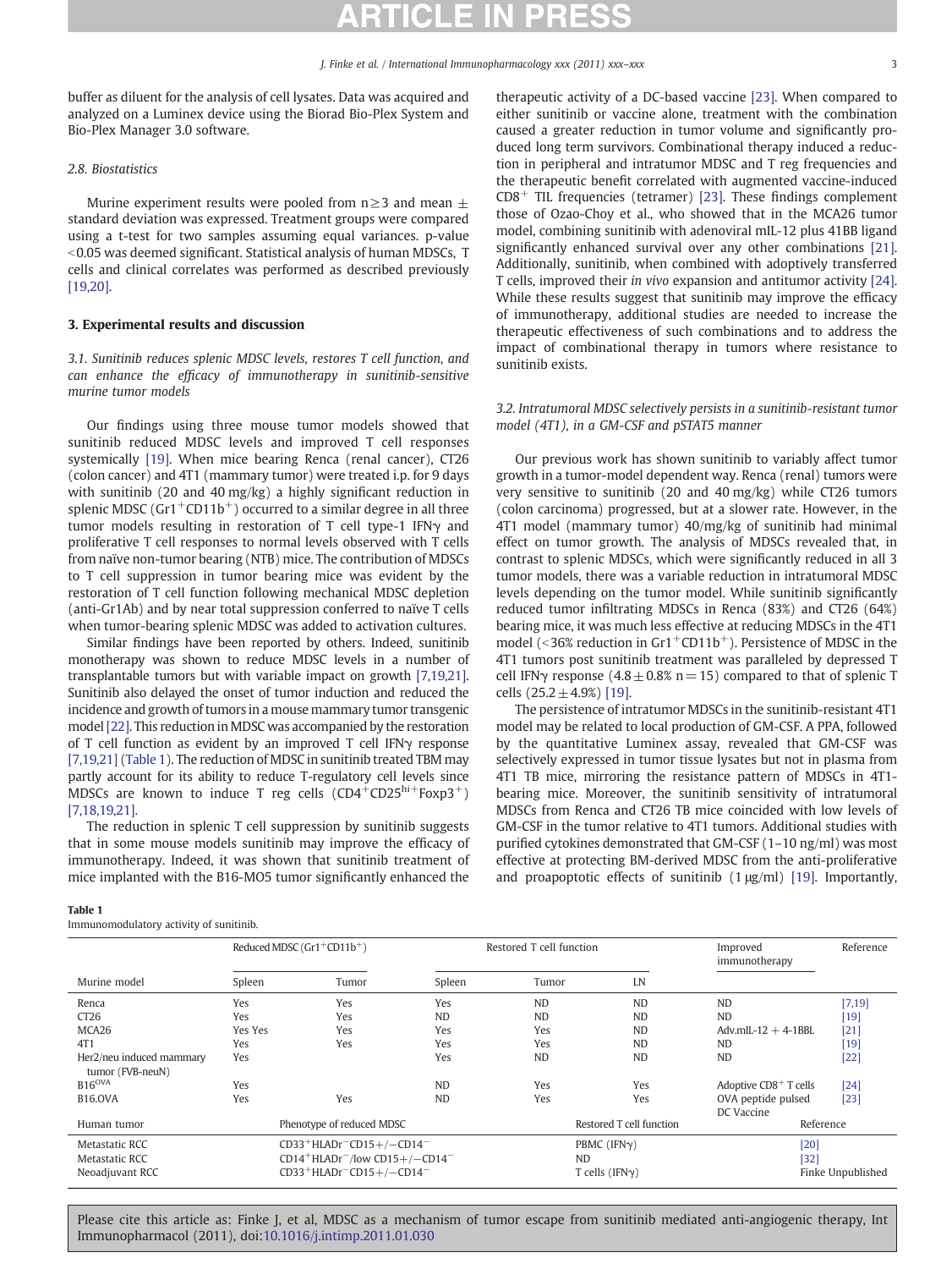buffer as diluent for the analysis of cell lysates. Data was acquired and analyzed on a Luminex device using the Biorad Bio-Plex System and Bio-Plex Manager 3.0 software.

### 2.8. Biostatistics

Murine experiment results were pooled from $n \geq 3$ and mean ± standard deviation was expressed. Treatment groups were compared using a t-test for two samples assuming equal variances. p-value <0.05 was deemed significant. Statistical analysis of human MDSCs, T cells and clinical correlates was performed as described previously [19,20].

## 3. Experimental results and discussion

### 3.1. Sunitinib reduces splenic MDSC levels, restores T cell function, and can enhance the efficacy of immunotherapy in sunitinib-sensitive murine tumor models

Our findings using three mouse tumor models showed that sunitinib reduced MDSC levels and improved T cell responses systemically [19]. When mice bearing Renca (renal cancer), CT26 (colon cancer) and 4T1 (mammary tumor) were treated i.p. for 9 days with sunitinib (20 and 40 mg/kg) a highly significant reduction in splenic MDSC ($Gr1^+CD11b^+$) occurred to a similar degree in all three tumor models resulting in restoration of T cell type-1 IFNγ and proliferative T cell responses to normal levels observed with T cells from naïve non-tumor bearing (NTB) mice. The contribution of MDSCs to T cell suppression in tumor bearing mice was evident by the restoration of T cell function following mechanical MDSC depletion (anti-Gr1Ab) and by near total suppression conferred to naïve T cells when tumor-bearing splenic MDSC was added to activation cultures.

Similar findings have been reported by others. Indeed, sunitinib monotherapy was shown to reduce MDSC levels in a number of transplantable tumors but with variable impact on growth [7,19,21]. Sunitinib also delayed the onset of tumor induction and reduced the incidence and growth of tumors in a mouse mammary tumor transgenic model [22]. This reduction in MDSC was accompanied by the restoration of T cell function as evident by an improved T cell IFNγ response [7,19,21] (Table 1). The reduction of MDSC in sunitinib treated TBM may partly account for its ability to reduce T-regulatory cell levels since MDSCs are known to induce T reg cells ($CD4^+CD25^{hi+}Foxp3^+$) [7,18,19,21].

The reduction in splenic T cell suppression by sunitinib suggests that in some mouse models sunitinib may improve the efficacy of immunotherapy. Indeed, it was shown that sunitinib treatment of mice implanted with the B16-MO5 tumor significantly enhanced the therapeutic activity of a DC-based vaccine [23]. When compared to either sunitinib or vaccine alone, treatment with the combination caused a greater reduction in tumor volume and significantly produced long term survivors. Combinational therapy induced a reduction in peripheral and intratumor MDSC and T reg frequencies and the therapeutic benefit correlated with augmented vaccine-induced $CD8^+$ TIL frequencies (tetramer) [23]. These findings complement those of Ozao-Choy et al., who showed that in the MCA26 tumor model, combining sunitinib with adenoviral mIL-12 plus 41BB ligand significantly enhanced survival over any other combinations [21]. Additionally, sunitinib, when combined with adoptively transferred T cells, improved their *in vivo* expansion and antitumor activity [24]. While these results suggest that sunitinib may improve the efficacy of immunotherapy, additional studies are needed to increase the therapeutic effectiveness of such combinations and to address the impact of combinational therapy in tumors where resistance to sunitinib exists.

### 3.2. Intratumoral MDSC selectively persists in a sunitinib-resistant tumor model (4T1), in a GM-CSF and pSTAT5 manner

Our previous work has shown sunitinib to variably affect tumor growth in a tumor-model dependent way. Renca (renal) tumors were very sensitive to sunitinib (20 and 40 mg/kg) while CT26 tumors (colon carcinoma) progressed, but at a slower rate. However, in the 4T1 model (mammary tumor) 40/mg/kg of sunitinib had minimal effect on tumor growth. The analysis of MDSCs revealed that, in contrast to splenic MDSCs, which were significantly reduced in all 3 tumor models, there was a variable reduction in intratumoral MDSC levels depending on the tumor model. While sunitinib significantly reduced tumor infiltrating MDSCs in Renca (83%) and CT26 (64%) bearing mice, it was much less effective at reducing MDSCs in the 4T1 model (<36% reduction in $Gr1^+CD11b^+$). Persistence of MDSC in the 4T1 tumors post sunitinib treatment was paralleled by depressed T cell IFNγ response (4.8 ± 0.8% n = 15) compared to that of splenic T cells (25.2 ± 4.9%) [19].

The persistence of intratumor MDSCs in the sunitinib-resistant 4T1 model may be related to local production of GM-CSF. A PPA, followed by the quantitative Luminex assay, revealed that GM-CSF was selectively expressed in tumor tissue lysates but not in plasma from 4T1 TB mice, mirroring the resistance pattern of MDSCs in 4T1-bearing mice. Moreover, the sunitinib sensitivity of intratumoral MDSCs from Renca and CT26 TB mice coincided with low levels of GM-CSF in the tumor relative to 4T1 tumors. Additional studies with purified cytokines demonstrated that GM-CSF (1–10 ng/ml) was most effective at protecting BM-derived MDSC from the anti-proliferative and proapoptotic effects of sunitinib (1 μg/ml) [19]. Importantly,

**Table 1**
Immunomodulatory activity of sunitinib.

| Murine model | Reduced MDSC ($Gr1^+CD11b^+$) | | Restored T cell function | | | Improved immunotherapy | Reference |
|---|---|---|---|---|---|---|---|
| | Spleen | Tumor | Spleen | Tumor | LN | | |
| Renca | Yes | Yes | Yes | ND | ND | ND | [7,19] |
| CT26 | Yes | Yes | ND | ND | ND | ND | [19] |
| MCA26 | Yes Yes | Yes | Yes | Yes | ND | Adv.mIL-12 + 4-1BBL | [21] |
| 4T1 | Yes | Yes | Yes | Yes | ND | ND | [19] |
| Her2/neu induced mammary tumor (FVB-neuN) | Yes | | Yes | ND | ND | ND | [22] |
| B16$^{OVA}$ | Yes | | ND | Yes | Yes | Adoptive $CD8^+$ T cells | [24] |
| B16.OVA | Yes | Yes | ND | Yes | Yes | OVA peptide pulsed DC Vaccine | [23] |

| Human tumor | Phenotype of reduced MDSC | Restored T cell function | Reference |
|---|---|---|---|
| Metastatic RCC | $CD33^+HLADr^-CD15+/-CD14^-$ | PBMC (IFNγ) | [20] |
| Metastatic RCC | $CD14^+HLADr^-$/low $CD15+/-CD14^-$ | ND | [32] |
| Neoadjuvant RCC | $CD33^+HLADr^-CD15+/-CD14^-$ | T cells (IFNγ) | Finke Unpublished |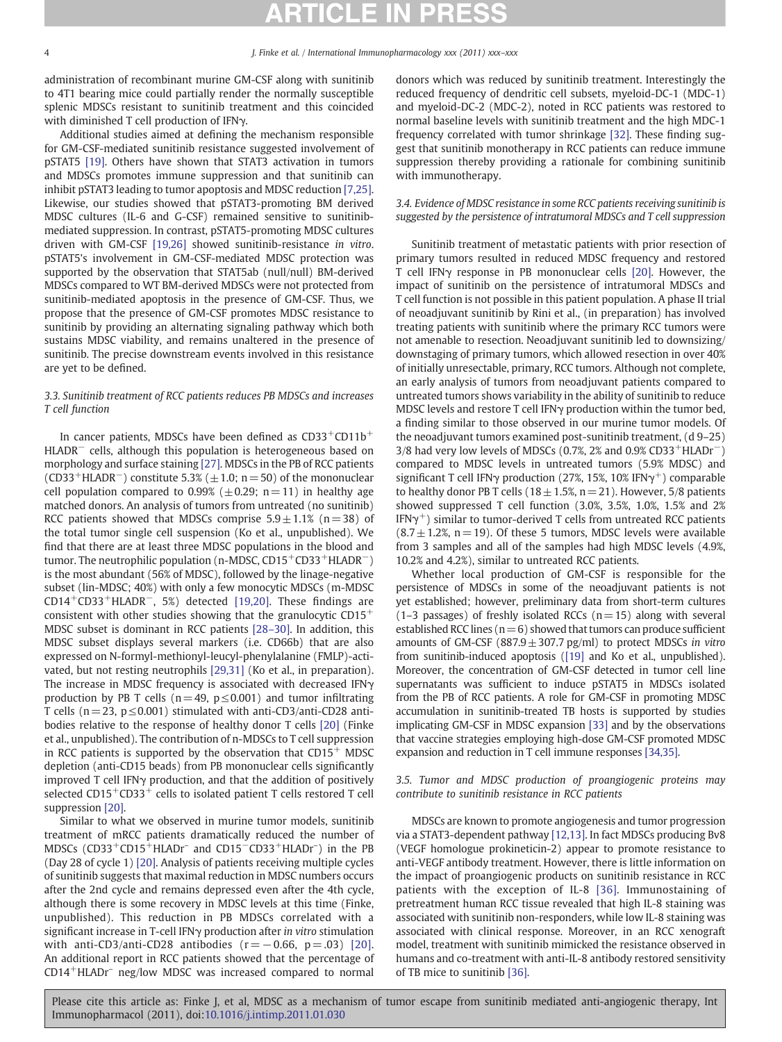administration of recombinant murine GM-CSF along with sunitinib to 4T1 bearing mice could partially render the normally susceptible splenic MDSCs resistant to sunitinib treatment and this coincided with diminished T cell production of IFNγ.

Additional studies aimed at defining the mechanism responsible for GM-CSF-mediated sunitinib resistance suggested involvement of pSTAT5 [19]. Others have shown that STAT3 activation in tumors and MDSCs promotes immune suppression and that sunitinib can inhibit pSTAT3 leading to tumor apoptosis and MDSC reduction [7,25]. Likewise, our studies showed that pSTAT3-promoting BM derived MDSC cultures (IL-6 and G-CSF) remained sensitive to sunitinib-mediated suppression. In contrast, pSTAT5-promoting MDSC cultures driven with GM-CSF [19,26] showed sunitinib-resistance *in vitro*. pSTAT5's involvement in GM-CSF-mediated MDSC protection was supported by the observation that STAT5ab (null/null) BM-derived MDSCs compared to WT BM-derived MDSCs were not protected from sunitinib-mediated apoptosis in the presence of GM-CSF. Thus, we propose that the presence of GM-CSF promotes MDSC resistance to sunitinib by providing an alternating signaling pathway which both sustains MDSC viability, and remains unaltered in the presence of sunitinib. The precise downstream events involved in this resistance are yet to be defined.

### *3.3. Sunitinib treatment of RCC patients reduces PB MDSCs and increases T cell function*

In cancer patients, MDSCs have been defined as $CD33^+CD11b^+HLADR^-$ cells, although this population is heterogeneous based on morphology and surface staining [27]. MDSCs in the PB of RCC patients ($CD33^+HLADR^-$) constitute 5.3% ($\pm 1.0$; $n = 50$) of the mononuclear cell population compared to 0.99% ($\pm 0.29$; $n = 11$) in healthy age matched donors. An analysis of tumors from untreated (no sunitinib) RCC patients showed that MDSCs comprise $5.9 \pm 1.1\%$ ($n = 38$) of the total tumor single cell suspension (Ko et al., unpublished). We find that there are at least three MDSC populations in the blood and tumor. The neutrophilic population (n-MDSC, $CD15^+CD33^+HLADR^-$) is the most abundant (56% of MDSC), followed by the linage-negative subset (lin-MDSC; 40%) with only a few monocytic MDSCs (m-MDSC $CD14^+CD33^+HLADR^-$, 5%) detected [19,20]. These findings are consistent with other studies showing that the granulocytic $CD15^+$ MDSC subset is dominant in RCC patients [28–30]. In addition, this MDSC subset displays several markers (i.e. CD66b) that are also expressed on N-formyl-methionyl-leucyl-phenylalanine (FMLP)-activated, but not resting neutrophils [29,31] (Ko et al., in preparation). The increase in MDSC frequency is associated with decreased IFNγ production by PB T cells ($n = 49$, $p \leq 0.001$) and tumor infiltrating T cells ($n = 23$, $p \leq 0.001$) stimulated with anti-CD3/anti-CD28 antibodies relative to the response of healthy donor T cells [20] (Finke et al., unpublished). The contribution of n-MDSCs to T cell suppression in RCC patients is supported by the observation that $CD15^+$ MDSC depletion (anti-CD15 beads) from PB mononuclear cells significantly improved T cell IFNγ production, and that the addition of positively selected $CD15^+CD33^+$ cells to isolated patient T cells restored T cell suppression [20].

Similar to what we observed in murine tumor models, sunitinib treatment of mRCC patients dramatically reduced the number of MDSCs ($CD33^+CD15^+HLADr^-$ and $CD15^-CD33^+HLADr^-$) in the PB (Day 28 of cycle 1) [20]. Analysis of patients receiving multiple cycles of sunitinib suggests that maximal reduction in MDSC numbers occurs after the 2nd cycle and remains depressed even after the 4th cycle, although there is some recovery in MDSC levels at this time (Finke, unpublished). This reduction in PB MDSCs correlated with a significant increase in T-cell IFNγ production after *in vitro* stimulation with anti-CD3/anti-CD28 antibodies ($r = -0.66$, $p = .03$) [20]. An additional report in RCC patients showed that the percentage of $CD14^+HLADr^-$ neg/low MDSC was increased compared to normal donors which was reduced by sunitinib treatment. Interestingly the reduced frequency of dendritic cell subsets, myeloid-DC-1 (MDC-1) and myeloid-DC-2 (MDC-2), noted in RCC patients was restored to normal baseline levels with sunitinib treatment and the high MDC-1 frequency correlated with tumor shrinkage [32]. These finding suggest that sunitinib monotherapy in RCC patients can reduce immune suppression thereby providing a rationale for combining sunitinib with immunotherapy.

### *3.4. Evidence of MDSC resistance in some RCC patients receiving sunitinib is suggested by the persistence of intratumoral MDSCs and T cell suppression*

Sunitinib treatment of metastatic patients with prior resection of primary tumors resulted in reduced MDSC frequency and restored T cell IFNγ response in PB mononuclear cells [20]. However, the impact of sunitinib on the persistence of intratumoral MDSCs and T cell function is not possible in this patient population. A phase II trial of neoadjuvant sunitinib by Rini et al., (in preparation) has involved treating patients with sunitinib where the primary RCC tumors were not amenable to resection. Neoadjuvant sunitinib led to downsizing/downstaging of primary tumors, which allowed resection in over 40% of initially unresectable, primary, RCC tumors. Although not complete, an early analysis of tumors from neoadjuvant patients compared to untreated tumors shows variability in the ability of sunitinib to reduce MDSC levels and restore T cell IFNγ production within the tumor bed, a finding similar to those observed in our murine tumor models. Of the neoadjuvant tumors examined post-sunitinib treatment, (d 9–25) 3/8 had very low levels of MDSCs (0.7%, 2% and 0.9% $CD33^+HLADr^-$) compared to MDSC levels in untreated tumors (5.9% MDSC) and significant T cell IFNγ production (27%, 15%, 10% $IFN\gamma^+$) comparable to healthy donor PB T cells ($18 \pm 1.5\%$, $n = 21$). However, 5/8 patients showed suppressed T cell function (3.0%, 3.5%, 1.0%, 1.5% and 2% $IFN\gamma^+$) similar to tumor-derived T cells from untreated RCC patients ($8.7 \pm 1.2\%$, $n = 19$). Of these 5 tumors, MDSC levels were available from 3 samples and all of the samples had high MDSC levels (4.9%, 10.2% and 4.2%), similar to untreated RCC patients.

Whether local production of GM-CSF is responsible for the persistence of MDSCs in some of the neoadjuvant patients is not yet established; however, preliminary data from short-term cultures (1–3 passages) of freshly isolated RCCs ($n = 15$) along with several established RCC lines ($n = 6$) showed that tumors can produce sufficient amounts of GM-CSF ($887.9 \pm 307.7$ pg/ml) to protect MDSCs *in vitro* from sunitinib-induced apoptosis ([19] and Ko et al., unpublished). Moreover, the concentration of GM-CSF detected in tumor cell line supernatants was sufficient to induce pSTAT5 in MDSCs isolated from the PB of RCC patients. A role for GM-CSF in promoting MDSC accumulation in sunitinib-treated TB hosts is supported by studies implicating GM-CSF in MDSC expansion [33] and by the observations that vaccine strategies employing high-dose GM-CSF promoted MDSC expansion and reduction in T cell immune responses [34,35].

### *3.5. Tumor and MDSC production of proangiogenic proteins may contribute to sunitinib resistance in RCC patients*

MDSCs are known to promote angiogenesis and tumor progression via a STAT3-dependent pathway [12,13]. In fact MDSCs producing Bv8 (VEGF homologue prokineticin-2) appear to promote resistance to anti-VEGF antibody treatment. However, there is little information on the impact of proangiogenic products on sunitinib resistance in RCC patients with the exception of IL-8 [36]. Immunostaining of pretreatment human RCC tissue revealed that high IL-8 staining was associated with sunitinib non-responders, while low IL-8 staining was associated with clinical response. Moreover, in an RCC xenograft model, treatment with sunitinib mimicked the resistance observed in humans and co-treatment with anti-IL-8 antibody restored sensitivity of TB mice to sunitinib [36].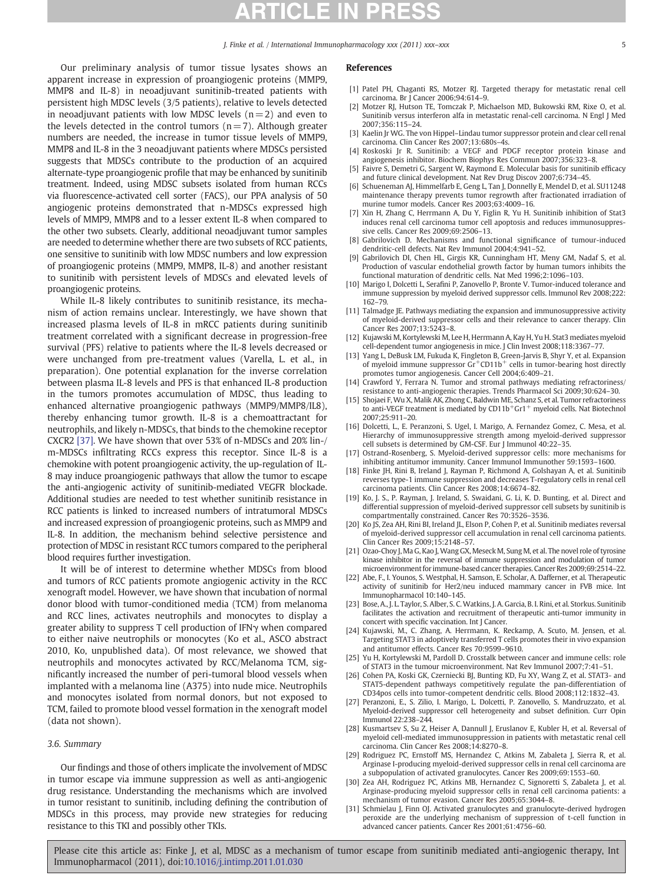Our preliminary analysis of tumor tissue lysates shows an apparent increase in expression of proangiogenic proteins (MMP9, MMP8 and IL-8) in neoadjuvant sunitinib-treated patients with persistent high MDSC levels (3/5 patients), relative to levels detected in neoadjuvant patients with low MDSC levels ($n=2$) and even to the levels detected in the control tumors ($n=7$). Although greater numbers are needed, the increase in tumor tissue levels of MMP9, MMP8 and IL-8 in the 3 neoadjuvant patients where MDSCs persisted suggests that MDSCs contribute to the production of an acquired alternate-type proangiogenic profile that may be enhanced by sunitinib treatment. Indeed, using MDSC subsets isolated from human RCCs via fluorescence-activated cell sorter (FACS), our PPA analysis of 50 angiogenic proteins demonstrated that n-MDSCs expressed high levels of MMP9, MMP8 and to a lesser extent IL-8 when compared to the other two subsets. Clearly, additional neoadjuvant tumor samples are needed to determine whether there are two subsets of RCC patients, one sensitive to sunitinib with low MDSC numbers and low expression of proangiogenic proteins (MMP9, MMP8, IL-8) and another resistant to sunitinib with persistent levels of MDSCs and elevated levels of proangiogenic proteins.

While IL-8 likely contributes to sunitinib resistance, its mechanism of action remains unclear. Interestingly, we have shown that increased plasma levels of IL-8 in mRCC patients during sunitinib treatment correlated with a significant decrease in progression-free survival (PFS) relative to patients where the IL-8 levels decreased or were unchanged from pre-treatment values (Varella, L. et al., in preparation). One potential explanation for the inverse correlation between plasma IL-8 levels and PFS is that enhanced IL-8 production in the tumors promotes accumulation of MDSC, thus leading to enhanced alternative proangiogenic pathways (MMP9/MMP8/IL8), thereby enhancing tumor growth. IL-8 is a chemoattractant for neutrophils, and likely n-MDSCs, that binds to the chemokine receptor CXCR2 [37]. We have shown that over 53% of n-MDSCs and 20% lin-/m-MDSCs infiltrating RCCs express this receptor. Since IL-8 is a chemokine with potent proangiogenic activity, the up-regulation of IL-8 may induce proangiogenic pathways that allow the tumor to escape the anti-angiogenic activity of sunitinib-mediated VEGFR blockade. Additional studies are needed to test whether sunitinib resistance in RCC patients is linked to increased numbers of intratumoral MDSCs and increased expression of proangiogenic proteins, such as MMP9 and IL-8. In addition, the mechanism behind selective persistence and protection of MDSC in resistant RCC tumors compared to the peripheral blood requires further investigation.

It will be of interest to determine whether MDSCs from blood and tumors of RCC patients promote angiogenic activity in the RCC xenograft model. However, we have shown that incubation of normal donor blood with tumor-conditioned media (TCM) from melanoma and RCC lines, activates neutrophils and monocytes to display a greater ability to suppress T cell production of IFNγ when compared to either naive neutrophils or monocytes (Ko et al., ASCO abstract 2010, Ko, unpublished data). Of most relevance, we showed that neutrophils and monocytes activated by RCC/Melanoma TCM, significantly increased the number of peri-tumoral blood vessels when implanted with a melanoma line (A375) into nude mice. Neutrophils and monocytes isolated from normal donors, but not exposed to TCM, failed to promote blood vessel formation in the xenograft model (data not shown).

### 3.6. Summary

Our findings and those of others implicate the involvement of MDSC in tumor escape via immune suppression as well as anti-angiogenic drug resistance. Understanding the mechanisms which are involved in tumor resistant to sunitinib, including defining the contribution of MDSCs in this process, may provide new strategies for reducing resistance to this TKI and possibly other TKIs.

## References

[1] Patel PH, Chaganti RS, Motzer RJ. Targeted therapy for metastatic renal cell carcinoma. Br J Cancer 2006;94:614–9.

[2] Motzer RJ, Hutson TE, Tomczak P, Michaelson MD, Bukowski RM, Rixe O, et al. Sunitinib versus interferon alfa in metastatic renal-cell carcinoma. N Engl J Med 2007;356:115–24.

[3] Kaelin Jr WG. The von Hippel–Lindau tumor suppressor protein and clear cell renal carcinoma. Clin Cancer Res 2007;13:680s–4s.

[4] Roskoski Jr R. Sunitinib: a VEGF and PDGF receptor protein kinase and angiogenesis inhibitor. Biochem Biophys Res Commun 2007;356:323–8.

[5] Faivre S, Demetri G, Sargent W, Raymond E. Molecular basis for sunitinib efficacy and future clinical development. Nat Rev Drug Discov 2007;6:734–45.

[6] Schueneman AJ, Himmelfarb E, Geng L, Tan J, Donnelly E, Mendel D, et al. SU11248 maintenance therapy prevents tumor regrowth after fractionated irradiation of murine tumor models. Cancer Res 2003;63:4009–16.

[7] Xin H, Zhang C, Herrmann A, Du Y, Figlin R, Yu H. Sunitinib inhibition of Stat3 induces renal cell carcinoma tumor cell apoptosis and reduces immunosuppressive cells. Cancer Res 2009;69:2506–13.

[8] Gabrilovich D. Mechanisms and functional significance of tumour-induced dendritic-cell defects. Nat Rev Immunol 2004;4:941–52.

[9] Gabrilovich DI, Chen HL, Girgis KR, Cunningham HT, Meny GM, Nadaf S, et al. Production of vascular endothelial growth factor by human tumors inhibits the functional maturation of dendritic cells. Nat Med 1996;2:1096–103.

[10] Marigo I, Dolcetti L, Serafini P, Zanovello P, Bronte V. Tumor-induced tolerance and immune suppression by myeloid derived suppressor cells. Immunol Rev 2008;222:162–79.

[11] Talmadge JE. Pathways mediating the expansion and immunosuppressive activity of myeloid-derived suppressor cells and their relevance to cancer therapy. Clin Cancer Res 2007;13:5243–8.

[12] Kujawski M, Kortylewski M, Lee H, Herrmann A, Kay H, Yu H. Stat3 mediates myeloid cell-dependent tumor angiogenesis in mice. J Clin Invest 2008;118:3367–77.

[13] Yang L, DeBusk LM, Fukuda K, Fingleton B, Green-Jarvis B, Shyr Y, et al. Expansion of myeloid immune suppressor $Gr^{+}CD11b^{+}$ cells in tumor-bearing host directly promotes tumor angiogenesis. Cancer Cell 2004;6:409–21.

[14] Crawford Y, Ferrara N. Tumor and stromal pathways mediating refractoriness/resistance to anti-angiogenic therapies. Trends Pharmacol Sci 2009;30:624–30.

[15] Shojaei F, Wu X, Malik AK, Zhong C, Baldwin ME, Schanz S, et al. Tumor refractoriness to anti-VEGF treatment is mediated by $CD11b^{+}Gr1^{+}$ myeloid cells. Nat Biotechnol 2007;25:911–20.

[16] Dolcetti, L., E. Peranzoni, S. Ugel, I. Marigo, A. Fernandez Gomez, C. Mesa, et al. Hierarchy of immunosuppressive strength among myeloid-derived suppressor cell subsets is determined by GM-CSF. Eur J Immunol 40:22–35.

[17] Ostrand-Rosenberg, S. Myeloid-derived suppressor cells: more mechanisms for inhibiting antitumor immunity. Cancer Immunol Immunother 59:1593–1600.

[18] Finke JH, Rini B, Ireland J, Rayman P, Richmond A, Golshayan A, et al. Sunitinib reverses type-1 immune suppression and decreases T-regulatory cells in renal cell carcinoma patients. Clin Cancer Res 2008;14:6674–82.

[19] Ko, J. S., P. Rayman, J. Ireland, S. Swaidani, G. Li, K. D. Bunting, et al. Direct and differential suppression of myeloid-derived suppressor cell subsets by sunitinib is compartmentally constrained. Cancer Res 70:3526–3536.

[20] Ko JS, Zea AH, Rini BI, Ireland JL, Elson P, Cohen P, et al. Sunitinib mediates reversal of myeloid-derived suppressor cell accumulation in renal cell carcinoma patients. Clin Cancer Res 2009;15:2148–57.

[21] Ozao-Choy J, Ma G, Kao J, Wang GX, Meseck M, Sung M, et al. The novel role of tyrosine kinase inhibitor in the reversal of immune suppression and modulation of tumor microenvironment for immune-based cancer therapies. Cancer Res 2009;69:2514–22.

[22] Abe, F., I. Younos, S. Westphal, H. Samson, E. Scholar, A. Dafferner, et al. Therapeutic activity of sunitinib for Her2/neu induced mammary cancer in FVB mice. Int Immunopharmacol 10:140–145.

[23] Bose, A., J. L. Taylor, S. Alber, S. C. Watkins, J. A. Garcia, B. I. Rini, et al. Storkus. Sunitinib facilitates the activation and recruitment of therapeutic anti-tumor immunity in concert with specific vaccination. Int J Cancer.

[24] Kujawski, M., C. Zhang, A. Herrmann, K. Reckamp, A. Scuto, M. Jensen, et al. Targeting STAT3 in adoptively transferred T cells promotes their in vivo expansion and antitumor effects. Cancer Res 70:9599–9610.

[25] Yu H, Kortylewski M, Pardoll D. Crosstalk between cancer and immune cells: role of STAT3 in the tumour microenvironment. Nat Rev Immunol 2007;7:41–51.

[26] Cohen PA, Koski GK, Czerniecki BJ, Bunting KD, Fu XY, Wang Z, et al. STAT3- and STAT5-dependent pathways competitively regulate the pan-differentiation of CD34pos cells into tumor-competent dendritic cells. Blood 2008;112:1832–43.

[27] Peranzoni, E., S. Zilio, I. Marigo, L. Dolcetti, P. Zanovello, S. Mandruzzato, et al. Myeloid-derived suppressor cell heterogeneity and subset definition. Curr Opin Immunol 22:238–244.

[28] Kusmartsev S, Su Z, Heiser A, Dannull J, Eruslanov E, Kubler H, et al. Reversal of myeloid cell-mediated immunosuppression in patients with metastatic renal cell carcinoma. Clin Cancer Res 2008;14:8270–8.

[29] Rodriguez PC, Ernstoff MS, Hernandez C, Atkins M, Zabaleta J, Sierra R, et al. Arginase I-producing myeloid-derived suppressor cells in renal cell carcinoma are a subpopulation of activated granulocytes. Cancer Res 2009;69:1553–60.

[30] Zea AH, Rodriguez PC, Atkins MB, Hernandez C, Signoretti S, Zabaleta J, et al. Arginase-producing myeloid suppressor cells in renal cell carcinoma patients: a mechanism of tumor evasion. Cancer Res 2005;65:3044–8.

[31] Schmielau J, Finn OJ. Activated granulocytes and granulocyte-derived hydrogen peroxide are the underlying mechanism of suppression of t-cell function in advanced cancer patients. Cancer Res 2001;61:4756–60.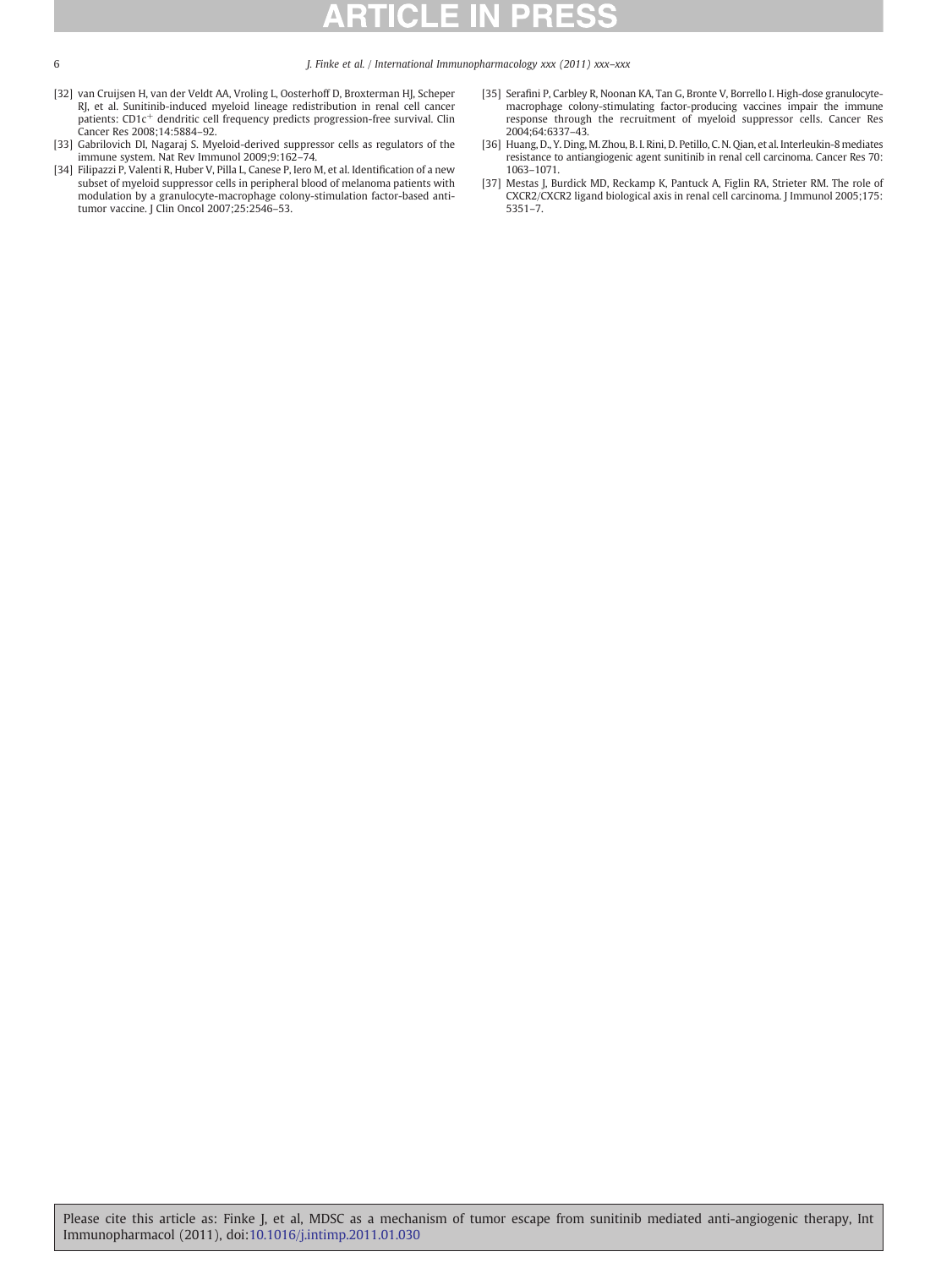[32] van Cruijsen H, van der Veldt AA, Vroling L, Oosterhoff D, Broxterman HJ, Scheper RJ, et al. Sunitinib-induced myeloid lineage redistribution in renal cell cancer patients: CD1c$^{+}$ dendritic cell frequency predicts progression-free survival. Clin Cancer Res 2008;14:5884–92.

[33] Gabrilovich DI, Nagaraj S. Myeloid-derived suppressor cells as regulators of the immune system. Nat Rev Immunol 2009;9:162–74.

[34] Filipazzi P, Valenti R, Huber V, Pilla L, Canese P, Iero M, et al. Identification of a new subset of myeloid suppressor cells in peripheral blood of melanoma patients with modulation by a granulocyte-macrophage colony-stimulation factor-based antitumor vaccine. J Clin Oncol 2007;25:2546–53.

[35] Serafini P, Carbley R, Noonan KA, Tan G, Bronte V, Borrello I. High-dose granulocyte-macrophage colony-stimulating factor-producing vaccines impair the immune response through the recruitment of myeloid suppressor cells. Cancer Res 2004;64:6337–43.

[36] Huang, D., Y. Ding, M. Zhou, B. I. Rini, D. Petillo, C. N. Qian, et al. Interleukin-8 mediates resistance to antiangiogenic agent sunitinib in renal cell carcinoma. Cancer Res 70: 1063–1071.

[37] Mestas J, Burdick MD, Reckamp K, Pantuck A, Figlin RA, Strieter RM. The role of CXCR2/CXCR2 ligand biological axis in renal cell carcinoma. J Immunol 2005;175: 5351–7.

Please cite this article as: Finke J, et al, MDSC as a mechanism of tumor escape from sunitinib mediated anti-angiogenic therapy, Int Immunopharmacol (2011), doi:10.1016/j.intimp.2011.01.030